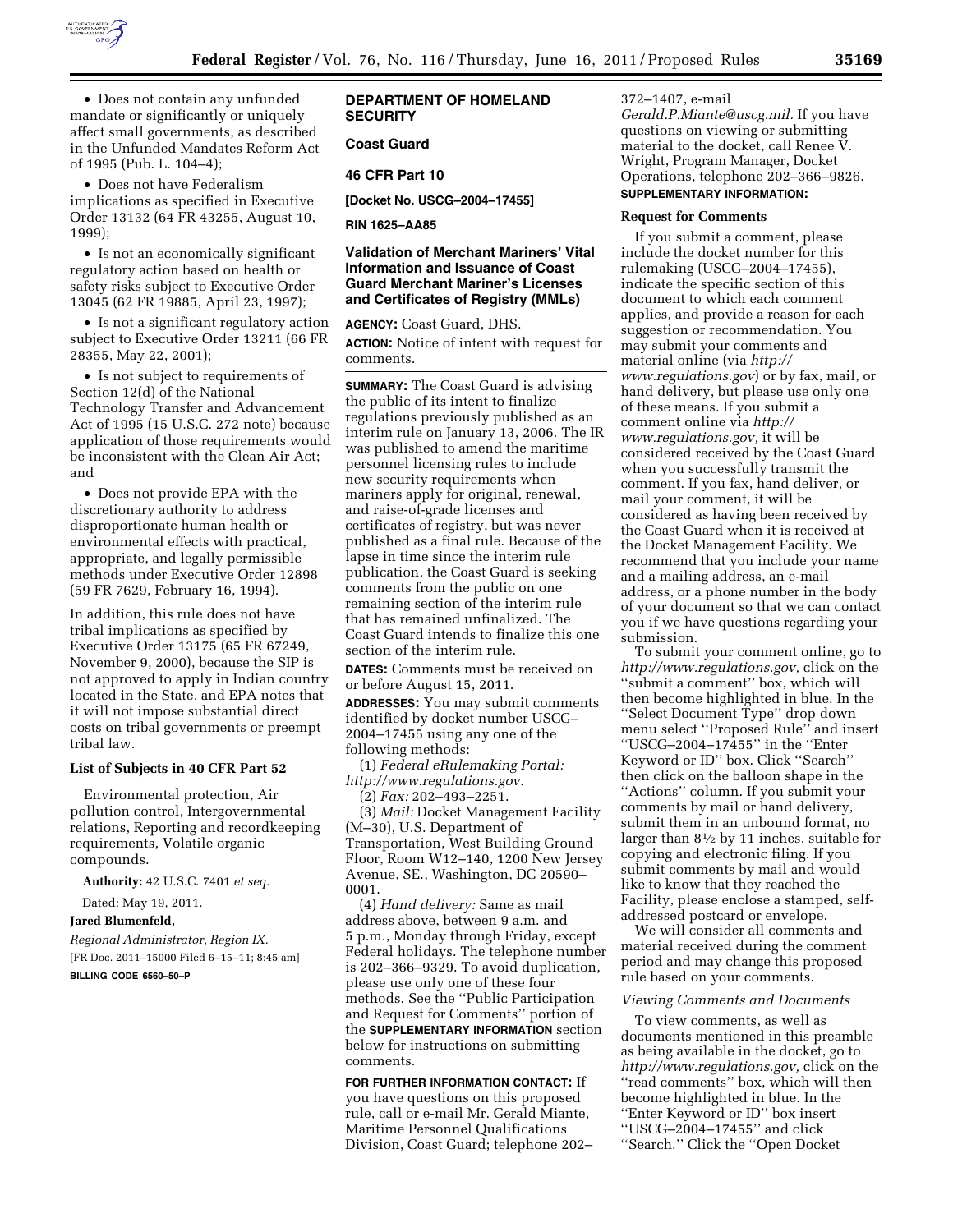- Does not contain any unfunded mandate or significantly or uniquely affect small governments, as described in the Unfunded Mandates Reform Act of 1995 (Pub. L. 104–4);

- Does not have Federalism implications as specified in Executive Order 13132 (64 FR 43255, August 10, 1999);

- Is not an economically significant regulatory action based on health or safety risks subject to Executive Order 13045 (62 FR 19885, April 23, 1997);

- Is not a significant regulatory action subject to Executive Order 13211 (66 FR 28355, May 22, 2001);

- Is not subject to requirements of Section 12(d) of the National Technology Transfer and Advancement Act of 1995 (15 U.S.C. 272 note) because application of those requirements would be inconsistent with the Clean Air Act; and

- Does not provide EPA with the discretionary authority to address disproportionate human health or environmental effects with practical, appropriate, and legally permissible methods under Executive Order 12898 (59 FR 7629, February 16, 1994).

In addition, this rule does not have tribal implications as specified by Executive Order 13175 (65 FR 67249, November 9, 2000), because the SIP is not approved to apply in Indian country located in the State, and EPA notes that it will not impose substantial direct costs on tribal governments or preempt tribal law.

**List of Subjects in 40 CFR Part 52**

Environmental protection, Air pollution control, Intergovernmental relations, Reporting and recordkeeping requirements, Volatile organic compounds.

**Authority:** 42 U.S.C. 7401 *et seq.*

Dated: May 19, 2011.

**Jared Blumenfeld,**

*Regional Administrator, Region IX.*

[FR Doc. 2011–15000 Filed 6–15–11; 8:45 am]

**BILLING CODE 6560–50–P**

## DEPARTMENT OF HOMELAND SECURITY

### Coast Guard

### 46 CFR Part 10

**[Docket No. USCG–2004–17455]**

**RIN 1625–AA85**

### Validation of Merchant Mariners' Vital Information and Issuance of Coast Guard Merchant Mariner's Licenses and Certificates of Registry (MMLs)

**AGENCY:** Coast Guard, DHS.

**ACTION:** Notice of intent with request for comments.

**SUMMARY:** The Coast Guard is advising the public of its intent to finalize regulations previously published as an interim rule on January 13, 2006. The IR was published to amend the maritime personnel licensing rules to include new security requirements when mariners apply for original, renewal, and raise-of-grade licenses and certificates of registry, but was never published as a final rule. Because of the lapse in time since the interim rule publication, the Coast Guard is seeking comments from the public on one remaining section of the interim rule that has remained unfinalized. The Coast Guard intends to finalize this one section of the interim rule.

**DATES:** Comments must be received on or before August 15, 2011.

**ADDRESSES:** You may submit comments identified by docket number USCG–2004–17455 using any one of the following methods:

(1) *Federal eRulemaking Portal: http://www.regulations.gov.*

(2) *Fax:* 202–493–2251.

(3) *Mail:* Docket Management Facility (M–30), U.S. Department of Transportation, West Building Ground Floor, Room W12–140, 1200 New Jersey Avenue, SE., Washington, DC 20590–0001.

(4) *Hand delivery:* Same as mail address above, between 9 a.m. and 5 p.m., Monday through Friday, except Federal holidays. The telephone number is 202–366–9329. To avoid duplication, please use only one of these four methods. See the "Public Participation and Request for Comments" portion of the **SUPPLEMENTARY INFORMATION** section below for instructions on submitting comments.

**FOR FURTHER INFORMATION CONTACT:** If you have questions on this proposed rule, call or e-mail Mr. Gerald Miante, Maritime Personnel Qualifications Division, Coast Guard; telephone 202–372–1407, e-mail *Gerald.P.Miante@uscg.mil.* If you have questions on viewing or submitting material to the docket, call Renee V. Wright, Program Manager, Docket Operations, telephone 202–366–9826.

**SUPPLEMENTARY INFORMATION:**

**Request for Comments**

If you submit a comment, please include the docket number for this rulemaking (USCG–2004–17455), indicate the specific section of this document to which each comment applies, and provide a reason for each suggestion or recommendation. You may submit your comments and material online (via *http://www.regulations.gov*) or by fax, mail, or hand delivery, but please use only one of these means. If you submit a comment online via *http://www.regulations.gov,* it will be considered received by the Coast Guard when you successfully transmit the comment. If you fax, hand deliver, or mail your comment, it will be considered as having been received by the Coast Guard when it is received at the Docket Management Facility. We recommend that you include your name and a mailing address, an e-mail address, or a phone number in the body of your document so that we can contact you if we have questions regarding your submission.

To submit your comment online, go to *http://www.regulations.gov,* click on the "submit a comment" box, which will then become highlighted in blue. In the "Select Document Type" drop down menu select "Proposed Rule" and insert "USCG–2004–17455" in the "Enter Keyword or ID" box. Click "Search" then click on the balloon shape in the "Actions" column. If you submit your comments by mail or hand delivery, submit them in an unbound format, no larger than 8½ by 11 inches, suitable for copying and electronic filing. If you submit comments by mail and would like to know that they reached the Facility, please enclose a stamped, self-addressed postcard or envelope.

We will consider all comments and material received during the comment period and may change this proposed rule based on your comments.

*Viewing Comments and Documents*

To view comments, as well as documents mentioned in this preamble as being available in the docket, go to *http://www.regulations.gov,* click on the "read comments" box, which will then become highlighted in blue. In the "Enter Keyword or ID" box insert "USCG–2004–17455" and click "Search." Click the "Open Docket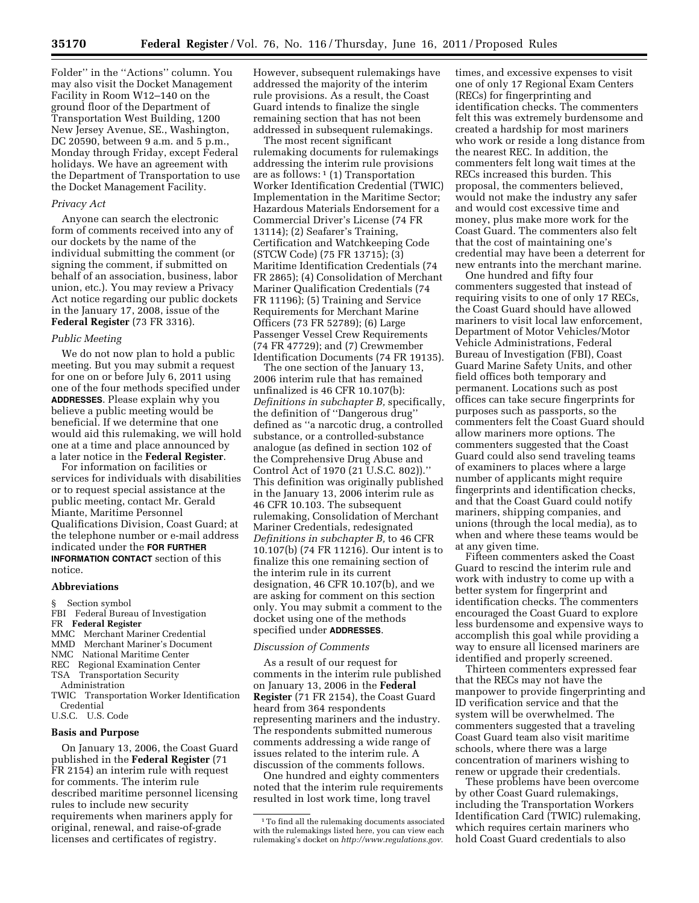Folder'' in the ''Actions'' column. You may also visit the Docket Management Facility in Room W12–140 on the ground floor of the Department of Transportation West Building, 1200 New Jersey Avenue, SE., Washington, DC 20590, between 9 a.m. and 5 p.m., Monday through Friday, except Federal holidays. We have an agreement with the Department of Transportation to use the Docket Management Facility.

*Privacy Act*

Anyone can search the electronic form of comments received into any of our dockets by the name of the individual submitting the comment (or signing the comment, if submitted on behalf of an association, business, labor union, etc.). You may review a Privacy Act notice regarding our public dockets in the January 17, 2008, issue of the **Federal Register** (73 FR 3316).

*Public Meeting*

We do not now plan to hold a public meeting. But you may submit a request for one on or before July 6, 2011 using one of the four methods specified under **ADDRESSES**. Please explain why you believe a public meeting would be beneficial. If we determine that one would aid this rulemaking, we will hold one at a time and place announced by a later notice in the **Federal Register**.

For information on facilities or services for individuals with disabilities or to request special assistance at the public meeting, contact Mr. Gerald Miante, Maritime Personnel Qualifications Division, Coast Guard; at the telephone number or e-mail address indicated under the **FOR FURTHER INFORMATION CONTACT** section of this notice.

## Abbreviations

§ Section symbol
FBI Federal Bureau of Investigation
FR **Federal Register**
MMC Merchant Mariner Credential
MMD Merchant Mariner's Document
NMC National Maritime Center
REC Regional Examination Center
TSA Transportation Security Administration
TWIC Transportation Worker Identification Credential
U.S.C. U.S. Code

## Basis and Purpose

On January 13, 2006, the Coast Guard published in the **Federal Register** (71 FR 2154) an interim rule with request for comments. The interim rule described maritime personnel licensing rules to include new security requirements when mariners apply for original, renewal, and raise-of-grade licenses and certificates of registry. However, subsequent rulemakings have addressed the majority of the interim rule provisions. As a result, the Coast Guard intends to finalize the single remaining section that has not been addressed in subsequent rulemakings.

The most recent significant rulemaking documents for rulemakings addressing the interim rule provisions are as follows: [1] (1) Transportation Worker Identification Credential (TWIC) Implementation in the Maritime Sector; Hazardous Materials Endorsement for a Commercial Driver's License (74 FR 13114); (2) Seafarer's Training, Certification and Watchkeeping Code (STCW Code) (75 FR 13715); (3) Maritime Identification Credentials (74 FR 2865); (4) Consolidation of Merchant Mariner Qualification Credentials (74 FR 11196); (5) Training and Service Requirements for Merchant Marine Officers (73 FR 52789); (6) Large Passenger Vessel Crew Requirements (74 FR 47729); and (7) Crewmember Identification Documents (74 FR 19135).

The one section of the January 13, 2006 interim rule that has remained unfinalized is 46 CFR 10.107(b): *Definitions in subchapter B,* specifically, the definition of ''Dangerous drug'' defined as ''a narcotic drug, a controlled substance, or a controlled-substance analogue (as defined in section 102 of the Comprehensive Drug Abuse and Control Act of 1970 (21 U.S.C. 802)).'' This definition was originally published in the January 13, 2006 interim rule as 46 CFR 10.103. The subsequent rulemaking, Consolidation of Merchant Mariner Credentials, redesignated *Definitions in subchapter B,* to 46 CFR 10.107(b) (74 FR 11216). Our intent is to finalize this one remaining section of the interim rule in its current designation, 46 CFR 10.107(b), and we are asking for comment on this section only. You may submit a comment to the docket using one of the methods specified under **ADDRESSES**.

*Discussion of Comments*

As a result of our request for comments in the interim rule published on January 13, 2006 in the **Federal Register** (71 FR 2154), the Coast Guard heard from 364 respondents representing mariners and the industry. The respondents submitted numerous comments addressing a wide range of issues related to the interim rule. A discussion of the comments follows.

One hundred and eighty commenters noted that the interim rule requirements resulted in lost work time, long travel times, and excessive expenses to visit one of only 17 Regional Exam Centers (RECs) for fingerprinting and identification checks. The commenters felt this was extremely burdensome and created a hardship for most mariners who work or reside a long distance from the nearest REC. In addition, the commenters felt long wait times at the RECs increased this burden. This proposal, the commenters believed, would not make the industry any safer and would cost excessive time and money, plus make more work for the Coast Guard. The commenters also felt that the cost of maintaining one's credential may have been a deterrent for new entrants into the merchant marine.

One hundred and fifty four commenters suggested that instead of requiring visits to one of only 17 RECs, the Coast Guard should have allowed mariners to visit local law enforcement, Department of Motor Vehicles/Motor Vehicle Administrations, Federal Bureau of Investigation (FBI), Coast Guard Marine Safety Units, and other field offices both temporary and permanent. Locations such as post offices can take secure fingerprints for purposes such as passports, so the commenters felt the Coast Guard should allow mariners more options. The commenters suggested that the Coast Guard could also send traveling teams of examiners to places where a large number of applicants might require fingerprints and identification checks, and that the Coast Guard could notify mariners, shipping companies, and unions (through the local media), as to when and where these teams would be at any given time.

Fifteen commenters asked the Coast Guard to rescind the interim rule and work with industry to come up with a better system for fingerprint and identification checks. The commenters encouraged the Coast Guard to explore less burdensome and expensive ways to accomplish this goal while providing a way to ensure all licensed mariners are identified and properly screened.

Thirteen commenters expressed fear that the RECs may not have the manpower to provide fingerprinting and ID verification service and that the system will be overwhelmed. The commenters suggested that a traveling Coast Guard team also visit maritime schools, where there was a large concentration of mariners wishing to renew or upgrade their credentials.

These problems have been overcome by other Coast Guard rulemakings, including the Transportation Workers Identification Card (TWIC) rulemaking, which requires certain mariners who hold Coast Guard credentials to also

[1] To find all the rulemaking documents associated with the rulemakings listed here, you can view each rulemaking's docket on *http://www.regulations.gov.*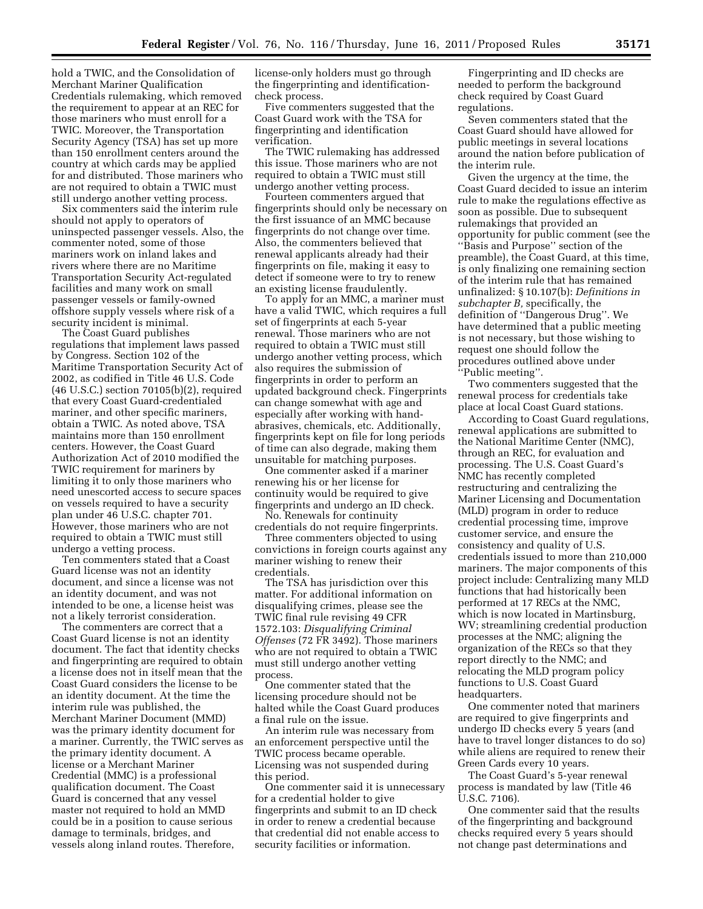hold a TWIC, and the Consolidation of Merchant Mariner Qualification Credentials rulemaking, which removed the requirement to appear at an REC for those mariners who must enroll for a TWIC. Moreover, the Transportation Security Agency (TSA) has set up more than 150 enrollment centers around the country at which cards may be applied for and distributed. Those mariners who are not required to obtain a TWIC must still undergo another vetting process.

Six commenters said the interim rule should not apply to operators of uninspected passenger vessels. Also, the commenter noted, some of those mariners work on inland lakes and rivers where there are no Maritime Transportation Security Act-regulated facilities and many work on small passenger vessels or family-owned offshore supply vessels where risk of a security incident is minimal.

The Coast Guard publishes regulations that implement laws passed by Congress. Section 102 of the Maritime Transportation Security Act of 2002, as codified in Title 46 U.S. Code (46 U.S.C.) section 70105(b)(2), required that every Coast Guard-credentialed mariner, and other specific mariners, obtain a TWIC. As noted above, TSA maintains more than 150 enrollment centers. However, the Coast Guard Authorization Act of 2010 modified the TWIC requirement for mariners by limiting it to only those mariners who need unescorted access to secure spaces on vessels required to have a security plan under 46 U.S.C. chapter 701. However, those mariners who are not required to obtain a TWIC must still undergo a vetting process.

Ten commenters stated that a Coast Guard license was not an identity document, and since a license was not an identity document, and was not intended to be one, a license heist was not a likely terrorist consideration.

The commenters are correct that a Coast Guard license is not an identity document. The fact that identity checks and fingerprinting are required to obtain a license does not in itself mean that the Coast Guard considers the license to be an identity document. At the time the interim rule was published, the Merchant Mariner Document (MMD) was the primary identity document for a mariner. Currently, the TWIC serves as the primary identity document. A license or a Merchant Mariner Credential (MMC) is a professional qualification document. The Coast Guard is concerned that any vessel master not required to hold an MMD could be in a position to cause serious damage to terminals, bridges, and vessels along inland routes. Therefore, license-only holders must go through the fingerprinting and identification-check process.

Five commenters suggested that the Coast Guard work with the TSA for fingerprinting and identification verification.

The TWIC rulemaking has addressed this issue. Those mariners who are not required to obtain a TWIC must still undergo another vetting process.

Fourteen commenters argued that fingerprints should only be necessary on the first issuance of an MMC because fingerprints do not change over time. Also, the commenters believed that renewal applicants already had their fingerprints on file, making it easy to detect if someone were to try to renew an existing license fraudulently.

To apply for an MMC, a mariner must have a valid TWIC, which requires a full set of fingerprints at each 5-year renewal. Those mariners who are not required to obtain a TWIC must still undergo another vetting process, which also requires the submission of fingerprints in order to perform an updated background check. Fingerprints can change somewhat with age and especially after working with hand-abrasives, chemicals, etc. Additionally, fingerprints kept on file for long periods of time can also degrade, making them unsuitable for matching purposes.

One commenter asked if a mariner renewing his or her license for continuity would be required to give fingerprints and undergo an ID check.

No. Renewals for continuity credentials do not require fingerprints.

Three commenters objected to using convictions in foreign courts against any mariner wishing to renew their credentials.

The TSA has jurisdiction over this matter. For additional information on disqualifying crimes, please see the TWIC final rule revising 49 CFR 1572.103: *Disqualifying Criminal Offenses* (72 FR 3492). Those mariners who are not required to obtain a TWIC must still undergo another vetting process.

One commenter stated that the licensing procedure should not be halted while the Coast Guard produces a final rule on the issue.

An interim rule was necessary from an enforcement perspective until the TWIC process became operable. Licensing was not suspended during this period.

One commenter said it is unnecessary for a credential holder to give fingerprints and submit to an ID check in order to renew a credential because that credential did not enable access to security facilities or information.

Fingerprinting and ID checks are needed to perform the background check required by Coast Guard regulations.

Seven commenters stated that the Coast Guard should have allowed for public meetings in several locations around the nation before publication of the interim rule.

Given the urgency at the time, the Coast Guard decided to issue an interim rule to make the regulations effective as soon as possible. Due to subsequent rulemakings that provided an opportunity for public comment (see the "Basis and Purpose" section of the preamble), the Coast Guard, at this time, is only finalizing one remaining section of the interim rule that has remained unfinalized: § 10.107(b): *Definitions in subchapter B,* specifically, the definition of "Dangerous Drug". We have determined that a public meeting is not necessary, but those wishing to request one should follow the procedures outlined above under "Public meeting".

Two commenters suggested that the renewal process for credentials take place at local Coast Guard stations.

According to Coast Guard regulations, renewal applications are submitted to the National Maritime Center (NMC), through an REC, for evaluation and processing. The U.S. Coast Guard's NMC has recently completed restructuring and centralizing the Mariner Licensing and Documentation (MLD) program in order to reduce credential processing time, improve customer service, and ensure the consistency and quality of U.S. credentials issued to more than 210,000 mariners. The major components of this project include: Centralizing many MLD functions that had historically been performed at 17 RECs at the NMC, which is now located in Martinsburg, WV; streamlining credential production processes at the NMC; aligning the organization of the RECs so that they report directly to the NMC; and relocating the MLD program policy functions to U.S. Coast Guard headquarters.

One commenter noted that mariners are required to give fingerprints and undergo ID checks every 5 years (and have to travel longer distances to do so) while aliens are required to renew their Green Cards every 10 years.

The Coast Guard's 5-year renewal process is mandated by law (Title 46 U.S.C. 7106).

One commenter said that the results of the fingerprinting and background checks required every 5 years should not change past determinations and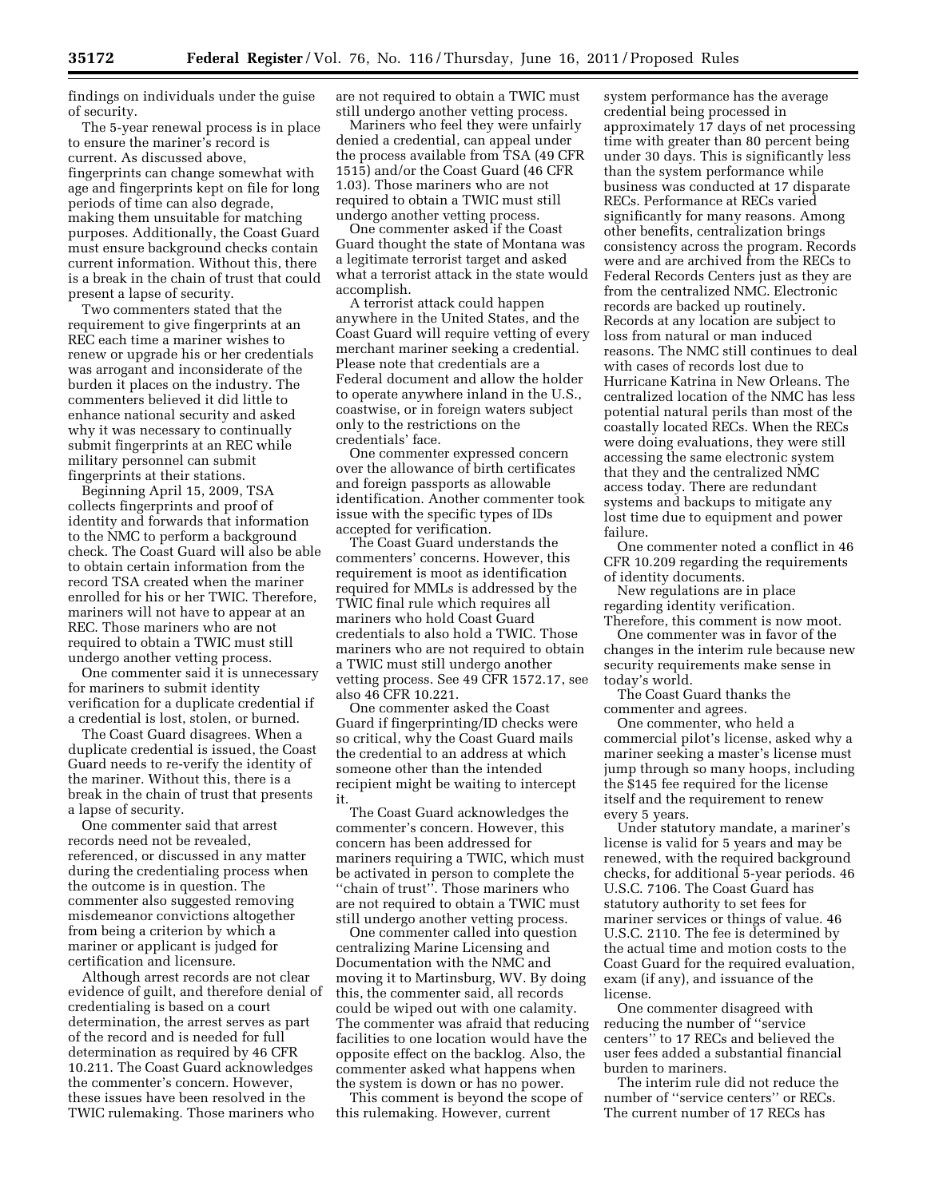findings on individuals under the guise of security.

The 5-year renewal process is in place to ensure the mariner's record is current. As discussed above, fingerprints can change somewhat with age and fingerprints kept on file for long periods of time can also degrade, making them unsuitable for matching purposes. Additionally, the Coast Guard must ensure background checks contain current information. Without this, there is a break in the chain of trust that could present a lapse of security.

Two commenters stated that the requirement to give fingerprints at an REC each time a mariner wishes to renew or upgrade his or her credentials was arrogant and inconsiderate of the burden it places on the industry. The commenters believed it did little to enhance national security and asked why it was necessary to continually submit fingerprints at an REC while military personnel can submit fingerprints at their stations.

Beginning April 15, 2009, TSA collects fingerprints and proof of identity and forwards that information to the NMC to perform a background check. The Coast Guard will also be able to obtain certain information from the record TSA created when the mariner enrolled for his or her TWIC. Therefore, mariners will not have to appear at an REC. Those mariners who are not required to obtain a TWIC must still undergo another vetting process.

One commenter said it is unnecessary for mariners to submit identity verification for a duplicate credential if a credential is lost, stolen, or burned.

The Coast Guard disagrees. When a duplicate credential is issued, the Coast Guard needs to re-verify the identity of the mariner. Without this, there is a break in the chain of trust that presents a lapse of security.

One commenter said that arrest records need not be revealed, referenced, or discussed in any matter during the credentialing process when the outcome is in question. The commenter also suggested removing misdemeanor convictions altogether from being a criterion by which a mariner or applicant is judged for certification and licensure.

Although arrest records are not clear evidence of guilt, and therefore denial of credentialing is based on a court determination, the arrest serves as part of the record and is needed for full determination as required by 46 CFR 10.211. The Coast Guard acknowledges the commenter's concern. However, these issues have been resolved in the TWIC rulemaking. Those mariners who are not required to obtain a TWIC must still undergo another vetting process.

Mariners who feel they were unfairly denied a credential, can appeal under the process available from TSA (49 CFR 1515) and/or the Coast Guard (46 CFR 1.03). Those mariners who are not required to obtain a TWIC must still undergo another vetting process.

One commenter asked if the Coast Guard thought the state of Montana was a legitimate terrorist target and asked what a terrorist attack in the state would accomplish.

A terrorist attack could happen anywhere in the United States, and the Coast Guard will require vetting of every merchant mariner seeking a credential. Please note that credentials are a Federal document and allow the holder to operate anywhere inland in the U.S., coastwise, or in foreign waters subject only to the restrictions on the credentials' face.

One commenter expressed concern over the allowance of birth certificates and foreign passports as allowable identification. Another commenter took issue with the specific types of IDs accepted for verification.

The Coast Guard understands the commenters' concerns. However, this requirement is moot as identification required for MMLs is addressed by the TWIC final rule which requires all mariners who hold Coast Guard credentials to also hold a TWIC. Those mariners who are not required to obtain a TWIC must still undergo another vetting process. See 49 CFR 1572.17, see also 46 CFR 10.221.

One commenter asked the Coast Guard if fingerprinting/ID checks were so critical, why the Coast Guard mails the credential to an address at which someone other than the intended recipient might be waiting to intercept it.

The Coast Guard acknowledges the commenter's concern. However, this concern has been addressed for mariners requiring a TWIC, which must be activated in person to complete the "chain of trust". Those mariners who are not required to obtain a TWIC must still undergo another vetting process.

One commenter called into question centralizing Marine Licensing and Documentation with the NMC and moving it to Martinsburg, WV. By doing this, the commenter said, all records could be wiped out with one calamity. The commenter was afraid that reducing facilities to one location would have the opposite effect on the backlog. Also, the commenter asked what happens when the system is down or has no power.

This comment is beyond the scope of this rulemaking. However, current system performance has the average credential being processed in approximately 17 days of net processing time with greater than 80 percent being under 30 days. This is significantly less than the system performance while business was conducted at 17 disparate RECs. Performance at RECs varied significantly for many reasons. Among other benefits, centralization brings consistency across the program. Records were and are archived from the RECs to Federal Records Centers just as they are from the centralized NMC. Electronic records are backed up routinely. Records at any location are subject to loss from natural or man induced reasons. The NMC still continues to deal with cases of records lost due to Hurricane Katrina in New Orleans. The centralized location of the NMC has less potential natural perils than most of the coastally located RECs. When the RECs were doing evaluations, they were still accessing the same electronic system that they and the centralized NMC access today. There are redundant systems and backups to mitigate any lost time due to equipment and power failure.

One commenter noted a conflict in 46 CFR 10.209 regarding the requirements of identity documents.

New regulations are in place regarding identity verification. Therefore, this comment is now moot.

One commenter was in favor of the changes in the interim rule because new security requirements make sense in today's world.

The Coast Guard thanks the commenter and agrees.

One commenter, who held a commercial pilot's license, asked why a mariner seeking a master's license must jump through so many hoops, including the $145 fee required for the license itself and the requirement to renew every 5 years.

Under statutory mandate, a mariner's license is valid for 5 years and may be renewed, with the required background checks, for additional 5-year periods. 46 U.S.C. 7106. The Coast Guard has statutory authority to set fees for mariner services or things of value. 46 U.S.C. 2110. The fee is determined by the actual time and motion costs to the Coast Guard for the required evaluation, exam (if any), and issuance of the license.

One commenter disagreed with reducing the number of "service centers" to 17 RECs and believed the user fees added a substantial financial burden to mariners.

The interim rule did not reduce the number of "service centers" or RECs. The current number of 17 RECs has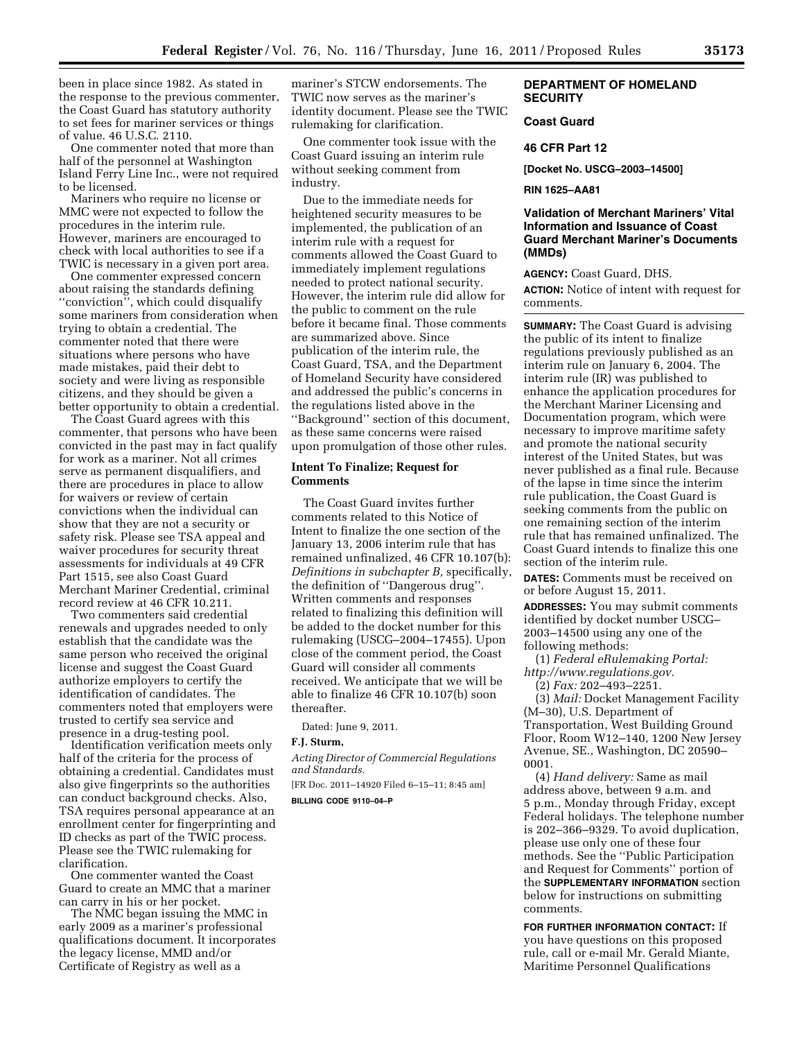been in place since 1982. As stated in the response to the previous commenter, the Coast Guard has statutory authority to set fees for mariner services or things of value. 46 U.S.C. 2110.

One commenter noted that more than half of the personnel at Washington Island Ferry Line Inc., were not required to be licensed.

Mariners who require no license or MMC were not expected to follow the procedures in the interim rule. However, mariners are encouraged to check with local authorities to see if a TWIC is necessary in a given port area.

One commenter expressed concern about raising the standards defining ''conviction'', which could disqualify some mariners from consideration when trying to obtain a credential. The commenter noted that there were situations where persons who have made mistakes, paid their debt to society and were living as responsible citizens, and they should be given a better opportunity to obtain a credential.

The Coast Guard agrees with this commenter, that persons who have been convicted in the past may in fact qualify for work as a mariner. Not all crimes serve as permanent disqualifiers, and there are procedures in place to allow for waivers or review of certain convictions when the individual can show that they are not a security or safety risk. Please see TSA appeal and waiver procedures for security threat assessments for individuals at 49 CFR Part 1515, see also Coast Guard Merchant Mariner Credential, criminal record review at 46 CFR 10.211.

Two commenters said credential renewals and upgrades needed to only establish that the candidate was the same person who received the original license and suggest the Coast Guard authorize employers to certify the identification of candidates. The commenters noted that employers were trusted to certify sea service and presence in a drug-testing pool.

Identification verification meets only half of the criteria for the process of obtaining a credential. Candidates must also give fingerprints so the authorities can conduct background checks. Also, TSA requires personal appearance at an enrollment center for fingerprinting and ID checks as part of the TWIC process. Please see the TWIC rulemaking for clarification.

One commenter wanted the Coast Guard to create an MMC that a mariner can carry in his or her pocket.

The NMC began issuing the MMC in early 2009 as a mariner's professional qualifications document. It incorporates the legacy license, MMD and/or Certificate of Registry as well as a mariner's STCW endorsements. The TWIC now serves as the mariner's identity document. Please see the TWIC rulemaking for clarification.

One commenter took issue with the Coast Guard issuing an interim rule without seeking comment from industry.

Due to the immediate needs for heightened security measures to be implemented, the publication of an interim rule with a request for comments allowed the Coast Guard to immediately implement regulations needed to protect national security. However, the interim rule did allow for the public to comment on the rule before it became final. Those comments are summarized above. Since publication of the interim rule, the Coast Guard, TSA, and the Department of Homeland Security have considered and addressed the public's concerns in the regulations listed above in the ''Background'' section of this document, as these same concerns were raised upon promulgation of those other rules.

## Intent To Finalize; Request for Comments

The Coast Guard invites further comments related to this Notice of Intent to finalize the one section of the January 13, 2006 interim rule that has remained unfinalized, 46 CFR 10.107(b): *Definitions in subchapter B,* specifically, the definition of ''Dangerous drug''. Written comments and responses related to finalizing this definition will be added to the docket number for this rulemaking (USCG–2004–17455). Upon close of the comment period, the Coast Guard will consider all comments received. We anticipate that we will be able to finalize 46 CFR 10.107(b) soon thereafter.

Dated: June 9, 2011.

**F.J. Sturm,**

*Acting Director of Commercial Regulations and Standards.*

[FR Doc. 2011–14920 Filed 6–15–11; 8:45 am]

**BILLING CODE 9110–04–P**

---

**DEPARTMENT OF HOMELAND SECURITY**

**Coast Guard**

**46 CFR Part 12**

**[Docket No. USCG–2003–14500]**

**RIN 1625–AA81**

## Validation of Merchant Mariners' Vital Information and Issuance of Coast Guard Merchant Mariner's Documents (MMDs)

**AGENCY:** Coast Guard, DHS.

**ACTION:** Notice of intent with request for comments.

**SUMMARY:** The Coast Guard is advising the public of its intent to finalize regulations previously published as an interim rule on January 6, 2004. The interim rule (IR) was published to enhance the application procedures for the Merchant Mariner Licensing and Documentation program, which were necessary to improve maritime safety and promote the national security interest of the United States, but was never published as a final rule. Because of the lapse in time since the interim rule publication, the Coast Guard is seeking comments from the public on one remaining section of the interim rule that has remained unfinalized. The Coast Guard intends to finalize this one section of the interim rule.

**DATES:** Comments must be received on or before August 15, 2011.

**ADDRESSES:** You may submit comments identified by docket number USCG–2003–14500 using any one of the following methods:

(1) *Federal eRulemaking Portal: http://www.regulations.gov.*

(2) *Fax:* 202–493–2251.

(3) *Mail:* Docket Management Facility (M–30), U.S. Department of Transportation, West Building Ground Floor, Room W12–140, 1200 New Jersey Avenue, SE., Washington, DC 20590–0001.

(4) *Hand delivery:* Same as mail address above, between 9 a.m. and 5 p.m., Monday through Friday, except Federal holidays. The telephone number is 202–366–9329. To avoid duplication, please use only one of these four methods. See the ''Public Participation and Request for Comments'' portion of the **SUPPLEMENTARY INFORMATION** section below for instructions on submitting comments.

**FOR FURTHER INFORMATION CONTACT:** If you have questions on this proposed rule, call or e-mail Mr. Gerald Miante, Maritime Personnel Qualifications